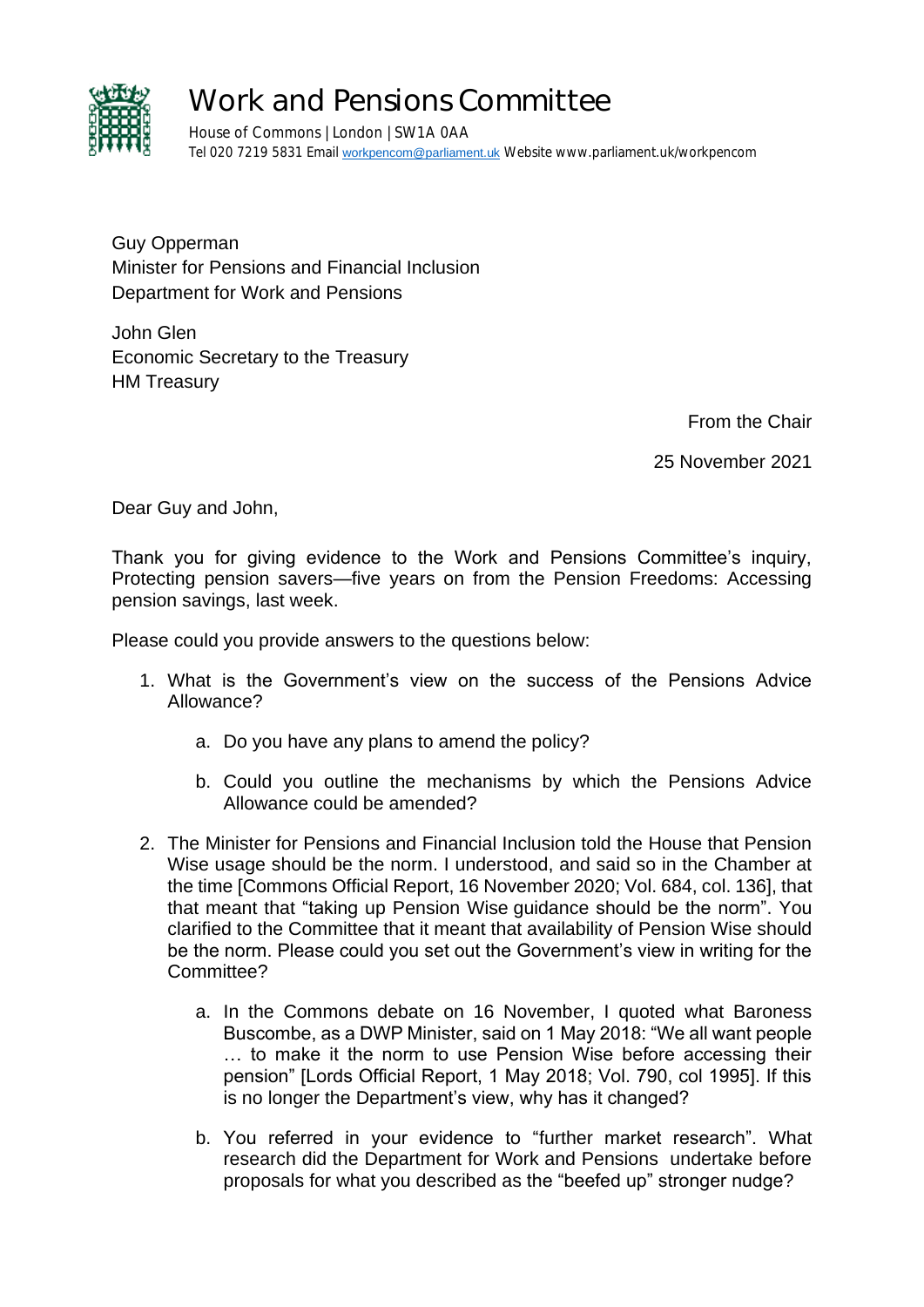# Work and Pensions Committee

House of Commons | London | SW1A 0AA
Tel 020 7219 5831 Email workpencom@parliament.uk Website www.parliament.uk/workpencom

Guy Opperman
Minister for Pensions and Financial Inclusion
Department for Work and Pensions

John Glen
Economic Secretary to the Treasury
HM Treasury

From the Chair

25 November 2021

Dear Guy and John,

Thank you for giving evidence to the Work and Pensions Committee's inquiry, Protecting pension savers—five years on from the Pension Freedoms: Accessing pension savings, last week.

Please could you provide answers to the questions below:

1. What is the Government's view on the success of the Pensions Advice Allowance?
    a. Do you have any plans to amend the policy?
    b. Could you outline the mechanisms by which the Pensions Advice Allowance could be amended?
2. The Minister for Pensions and Financial Inclusion told the House that Pension Wise usage should be the norm. I understood, and said so in the Chamber at the time [Commons Official Report, 16 November 2020; Vol. 684, col. 136], that that meant that "taking up Pension Wise guidance should be the norm". You clarified to the Committee that it meant that availability of Pension Wise should be the norm. Please could you set out the Government's view in writing for the Committee?
    a. In the Commons debate on 16 November, I quoted what Baroness Buscombe, as a DWP Minister, said on 1 May 2018: "We all want people … to make it the norm to use Pension Wise before accessing their pension" [Lords Official Report, 1 May 2018; Vol. 790, col 1995]. If this is no longer the Department's view, why has it changed?
    b. You referred in your evidence to "further market research". What research did the Department for Work and Pensions undertake before proposals for what you described as the "beefed up" stronger nudge?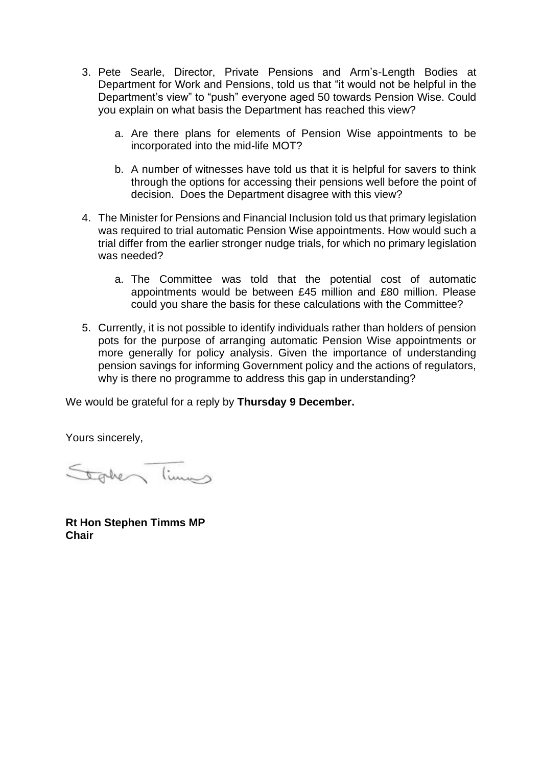3. Pete Searle, Director, Private Pensions and Arm's-Length Bodies at Department for Work and Pensions, told us that "it would not be helpful in the Department's view" to "push" everyone aged 50 towards Pension Wise. Could you explain on what basis the Department has reached this view?

    a. Are there plans for elements of Pension Wise appointments to be incorporated into the mid-life MOT?

    b. A number of witnesses have told us that it is helpful for savers to think through the options for accessing their pensions well before the point of decision. Does the Department disagree with this view?

4. The Minister for Pensions and Financial Inclusion told us that primary legislation was required to trial automatic Pension Wise appointments. How would such a trial differ from the earlier stronger nudge trials, for which no primary legislation was needed?

    a. The Committee was told that the potential cost of automatic appointments would be between £45 million and £80 million. Please could you share the basis for these calculations with the Committee?

5. Currently, it is not possible to identify individuals rather than holders of pension pots for the purpose of arranging automatic Pension Wise appointments or more generally for policy analysis. Given the importance of understanding pension savings for informing Government policy and the actions of regulators, why is there no programme to address this gap in understanding?

We would be grateful for a reply by **Thursday 9 December.**

Yours sincerely,

Stephen Timms

**Rt Hon Stephen Timms MP**
**Chair**